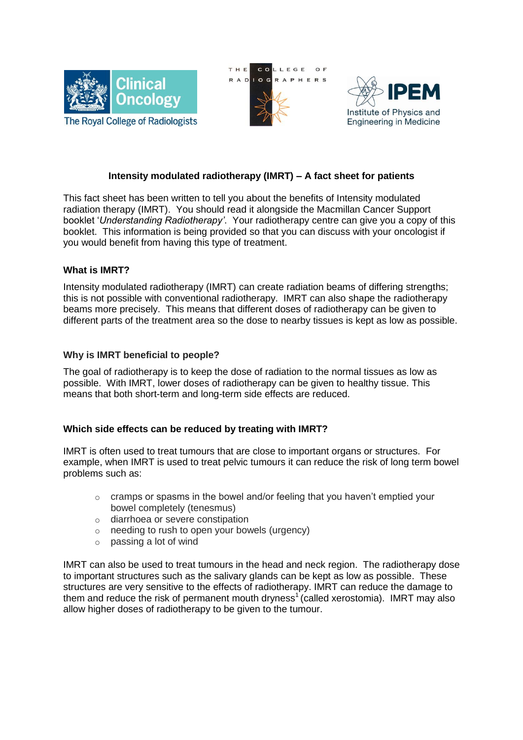The Royal College of Radiologists — Clinical Oncology

The College of Radiographers

IPEM — Institute of Physics and Engineering in Medicine

## Intensity modulated radiotherapy (IMRT) – A fact sheet for patients

This fact sheet has been written to tell you about the benefits of Intensity modulated radiation therapy (IMRT). You should read it alongside the Macmillan Cancer Support booklet '*Understanding Radiotherapy'*. Your radiotherapy centre can give you a copy of this booklet. This information is being provided so that you can discuss with your oncologist if you would benefit from having this type of treatment.

### What is IMRT?

Intensity modulated radiotherapy (IMRT) can create radiation beams of differing strengths; this is not possible with conventional radiotherapy. IMRT can also shape the radiotherapy beams more precisely. This means that different doses of radiotherapy can be given to different parts of the treatment area so the dose to nearby tissues is kept as low as possible.

### Why is IMRT beneficial to people?

The goal of radiotherapy is to keep the dose of radiation to the normal tissues as low as possible. With IMRT, lower doses of radiotherapy can be given to healthy tissue. This means that both short-term and long-term side effects are reduced.

### Which side effects can be reduced by treating with IMRT?

IMRT is often used to treat tumours that are close to important organs or structures. For example, when IMRT is used to treat pelvic tumours it can reduce the risk of long term bowel problems such as:

- cramps or spasms in the bowel and/or feeling that you haven't emptied your bowel completely (tenesmus)
- diarrhoea or severe constipation
- needing to rush to open your bowels (urgency)
- passing a lot of wind

IMRT can also be used to treat tumours in the head and neck region. The radiotherapy dose to important structures such as the salivary glands can be kept as low as possible. These structures are very sensitive to the effects of radiotherapy. IMRT can reduce the damage to them and reduce the risk of permanent mouth dryness[1] (called xerostomia). IMRT may also allow higher doses of radiotherapy to be given to the tumour.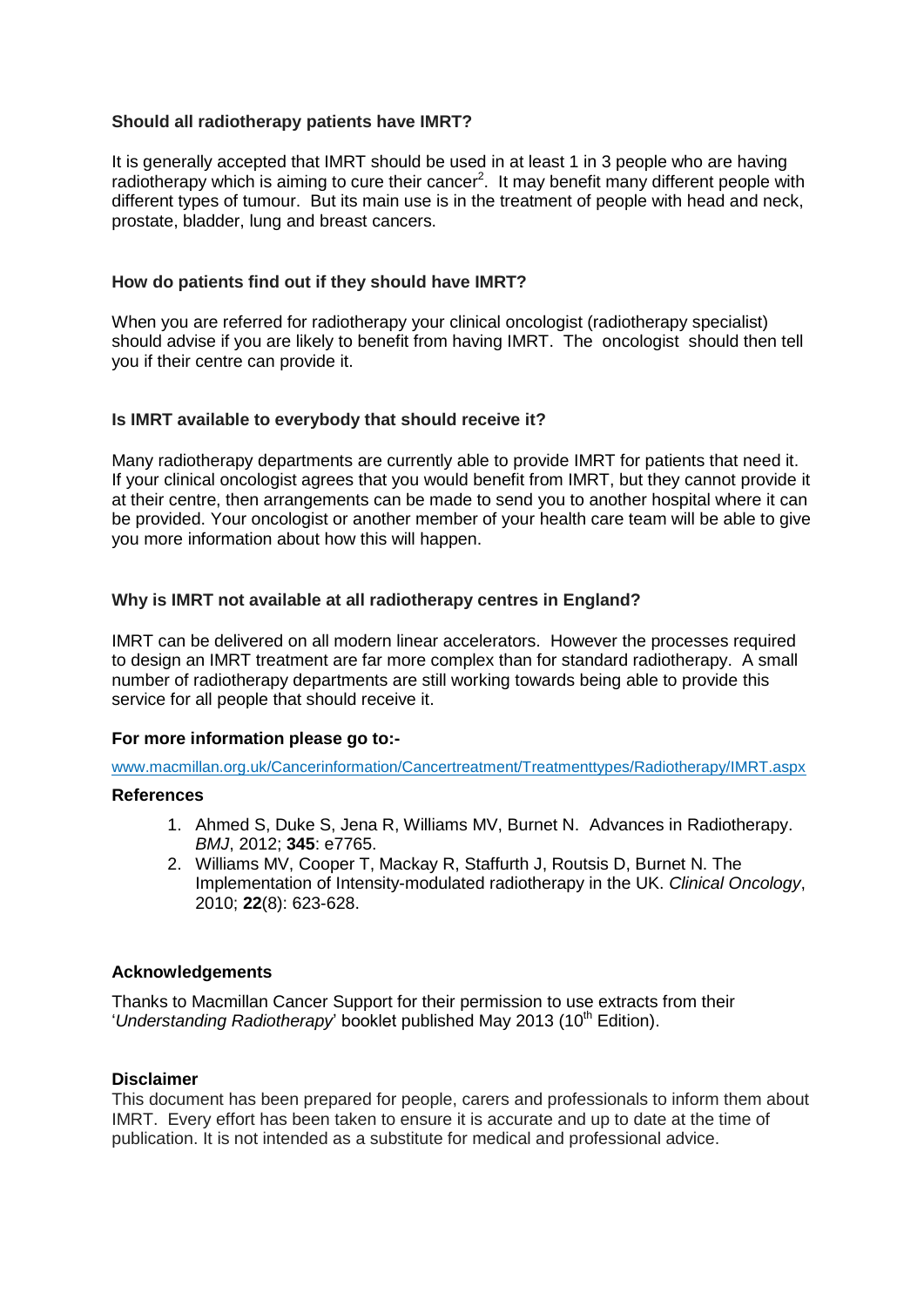### Should all radiotherapy patients have IMRT?

It is generally accepted that IMRT should be used in at least 1 in 3 people who are having radiotherapy which is aiming to cure their cancer[2]. It may benefit many different people with different types of tumour. But its main use is in the treatment of people with head and neck, prostate, bladder, lung and breast cancers.

### How do patients find out if they should have IMRT?

When you are referred for radiotherapy your clinical oncologist (radiotherapy specialist) should advise if you are likely to benefit from having IMRT. The oncologist should then tell you if their centre can provide it.

### Is IMRT available to everybody that should receive it?

Many radiotherapy departments are currently able to provide IMRT for patients that need it. If your clinical oncologist agrees that you would benefit from IMRT, but they cannot provide it at their centre, then arrangements can be made to send you to another hospital where it can be provided. Your oncologist or another member of your health care team will be able to give you more information about how this will happen.

### Why is IMRT not available at all radiotherapy centres in England?

IMRT can be delivered on all modern linear accelerators. However the processes required to design an IMRT treatment are far more complex than for standard radiotherapy. A small number of radiotherapy departments are still working towards being able to provide this service for all people that should receive it.

### For more information please go to:-

www.macmillan.org.uk/Cancerinformation/Cancertreatment/Treatmenttypes/Radiotherapy/IMRT.aspx

### References

1. Ahmed S, Duke S, Jena R, Williams MV, Burnet N. Advances in Radiotherapy. *BMJ*, 2012; **345**: e7765.
2. Williams MV, Cooper T, Mackay R, Staffurth J, Routsis D, Burnet N. The Implementation of Intensity-modulated radiotherapy in the UK. *Clinical Oncology*, 2010; **22**(8): 623-628.

### Acknowledgements

Thanks to Macmillan Cancer Support for their permission to use extracts from their '*Understanding Radiotherapy*' booklet published May 2013 (10th Edition).

### Disclaimer

This document has been prepared for people, carers and professionals to inform them about IMRT. Every effort has been taken to ensure it is accurate and up to date at the time of publication. It is not intended as a substitute for medical and professional advice.